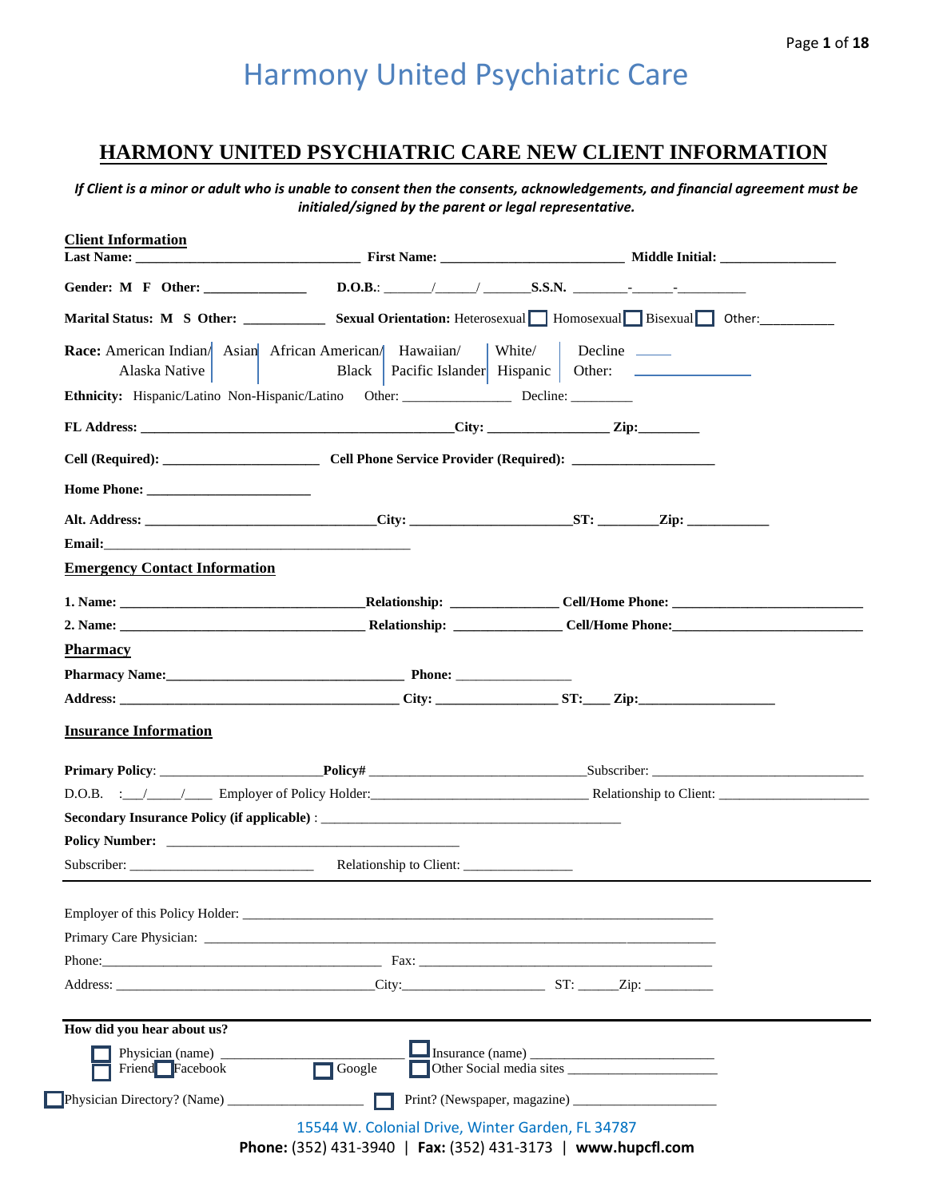# Harmony United Psychiatric Care

## HARMONY UNITED PSYCHIATRIC CARE NEW CLIENT INFORMATION

***If Client is a minor or adult who is unable to consent then the consents, acknowledgements, and financial agreement must be initialed/signed by the parent or legal representative.***

**Client Information**

**Last Name:** ________________________________ **First Name:** __________________________ **Middle Initial:** ________________

**Gender: M F Other:** ______________ **D.O.B.**: _______/______/ _______**S.S.N.** ________-______-__________

**Marital Status: M S Other:** ___________ **Sexual Orientation:** Heterosexual ☐ Homosexual ☐ Bisexual ☐ Other:__________

**Race:** American Indian/ Alaska Native | Asian | African American/ Black | Hawaiian/ Pacific Islander | White/ Hispanic | Decline _____ Other: _______________

**Ethnicity:** Hispanic/Latino Non-Hispanic/Latino Other: ________________ Decline: _________

**FL Address:** ______________________________________________**City:** _________________ **Zip:**________

**Cell (Required):** ______________________ **Cell Phone Service Provider (Required):** ____________________

**Home Phone:** _______________________

**Alt. Address:** _________________________________**City:** ______________________**ST:** ________**Zip:** ___________

**Email:**____________________________________________

**Emergency Contact Information**

**1. Name:** ___________________________________**Relationship:** _______________ **Cell/Home Phone:** ___________________________

**2. Name:** ___________________________________ **Relationship:** _______________ **Cell/Home Phone:**___________________________

**Pharmacy**

**Pharmacy Name:**__________________________________ **Phone:** ________________

**Address:** ________________________________________ **City:** _________________ **ST:**____ **Zip:**___________________

**Insurance Information**

**Primary Policy**: _______________________**Policy#** _______________________________Subscriber: ______________________________

D.O.B. :___/_____/____ Employer of Policy Holder:_______________________________ Relationship to Client: _____________________

**Secondary Insurance Policy (if applicable)** : ____________________________________________

**Policy Number:** __________________________________________

Subscriber: ___________________________ Relationship to Client: _______________

---

Employer of this Policy Holder: __________________________________________________________________

Primary Care Physician: ________________________________________________________________________

Phone:_______________________________________________ Fax: ______________________________________________

Address: _____________________________________City:____________________ ST: ______Zip: __________

---

**How did you hear about us?**

☐ Physician (name) ___________________________ ☐ Insurance (name) _________________________

☐ Friend ☐ Facebook ☐ Google ☐ Other Social media sites _____________________

☐ Physician Directory? (Name) ____________________ ☐ Print? (Newspaper, magazine) ____________________

15544 W. Colonial Drive, Winter Garden, FL 34787

**Phone:** (352) 431-3940 | **Fax:** (352) 431-3173 | **www.hupcfl.com**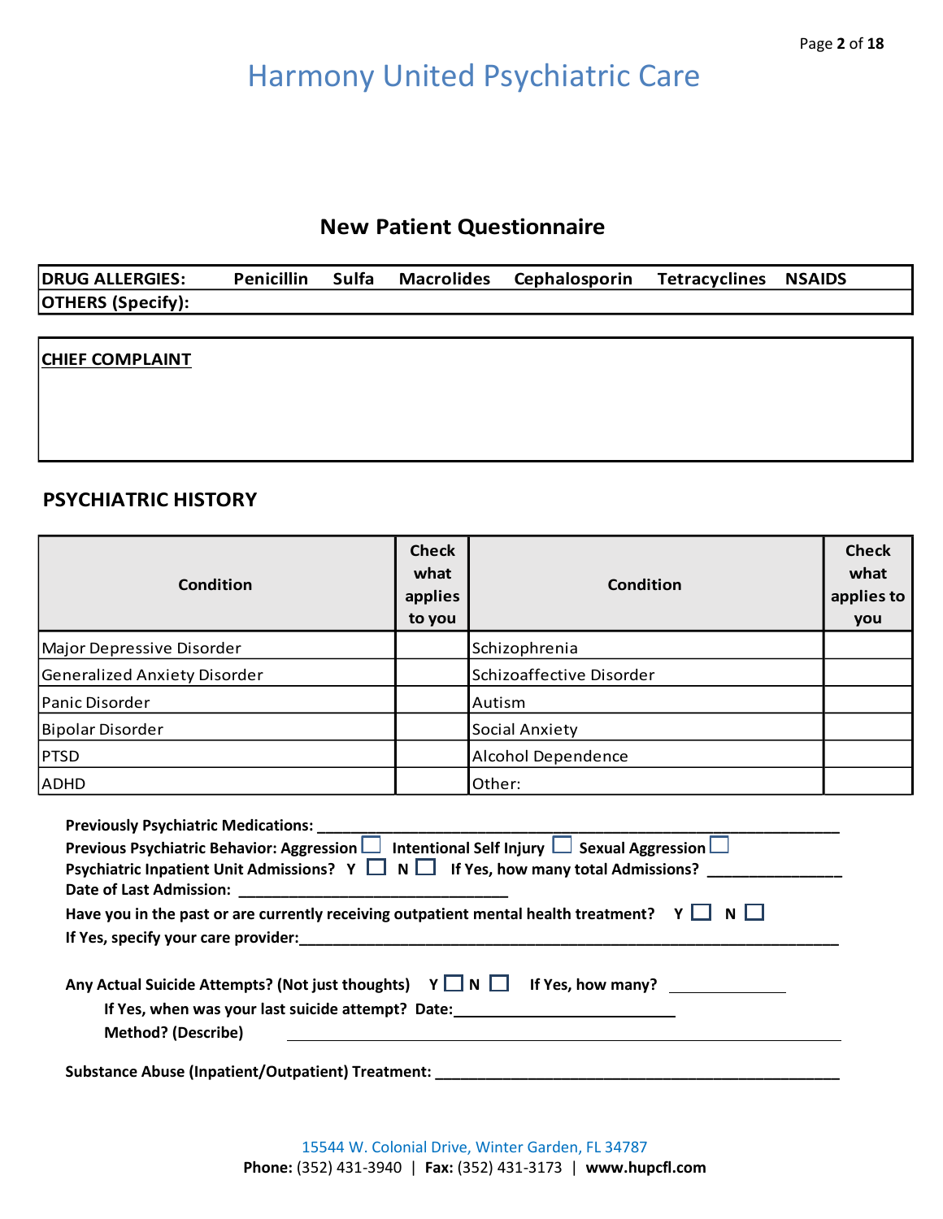# Harmony United Psychiatric Care

## New Patient Questionnaire

| DRUG ALLERGIES: | Penicillin | Sulfa | Macrolides | Cephalosporin | Tetracyclines | NSAIDS |
|---|---|---|---|---|---|---|
| OTHERS (Specify): | | | | | | |

**CHIEF COMPLAINT**

## PSYCHIATRIC HISTORY

| Condition | Check what applies to you | Condition | Check what applies to you |
|---|---|---|---|
| Major Depressive Disorder | | Schizophrenia | |
| Generalized Anxiety Disorder | | Schizoaffective Disorder | |
| Panic Disorder | | Autism | |
| Bipolar Disorder | | Social Anxiety | |
| PTSD | | Alcohol Dependence | |
| ADHD | | Other: | |

**Previously Psychiatric Medications:** ____________________________________________________________

**Previous Psychiatric Behavior: Aggression** ☐ **Intentional Self Injury** ☐ **Sexual Aggression** ☐

**Psychiatric Inpatient Unit Admissions? Y** ☐ **N** ☐ **If Yes, how many total Admissions?** _______________

**Date of Last Admission:** ______________________________

**Have you in the past or are currently receiving outpatient mental health treatment? Y** ☐ **N** ☐

**If Yes, specify your care provider:** ____________________________________________________________

**Any Actual Suicide Attempts? (Not just thoughts) Y** ☐ **N** ☐ **If Yes, how many?** ______________

**If Yes, when was your last suicide attempt? Date:** ________________________

**Method? (Describe)** ______________________________________________________

**Substance Abuse (Inpatient/Outpatient) Treatment:** ______________________________________________

15544 W. Colonial Drive, Winter Garden, FL 34787
**Phone:** (352) 431-3940 | **Fax:** (352) 431-3173 | **www.hupcfl.com**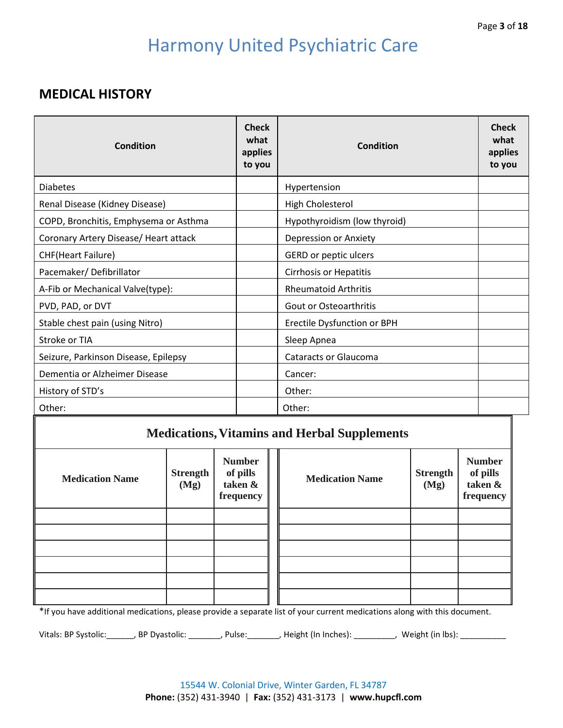# Harmony United Psychiatric Care

## MEDICAL HISTORY

| Condition | Check what applies to you | Condition | Check what applies to you |
|---|---|---|---|
| Diabetes | | Hypertension | |
| Renal Disease (Kidney Disease) | | High Cholesterol | |
| COPD, Bronchitis, Emphysema or Asthma | | Hypothyroidism (low thyroid) | |
| Coronary Artery Disease/ Heart attack | | Depression or Anxiety | |
| CHF(Heart Failure) | | GERD or peptic ulcers | |
| Pacemaker/ Defibrillator | | Cirrhosis or Hepatitis | |
| A-Fib or Mechanical Valve(type): | | Rheumatoid Arthritis | |
| PVD, PAD, or DVT | | Gout or Osteoarthritis | |
| Stable chest pain (using Nitro) | | Erectile Dysfunction or BPH | |
| Stroke or TIA | | Sleep Apnea | |
| Seizure, Parkinson Disease, Epilepsy | | Cataracts or Glaucoma | |
| Dementia or Alzheimer Disease | | Cancer: | |
| History of STD's | | Other: | |
| Other: | | Other: | |

### Medications, Vitamins and Herbal Supplements

| Medication Name | Strength (Mg) | Number of pills taken & frequency | Medication Name | Strength (Mg) | Number of pills taken & frequency |
|---|---|---|---|---|---|
| | | | | | |
| | | | | | |
| | | | | | |
| | | | | | |
| | | | | | |
| | | | | | |

*If you have additional medications, please provide a separate list of your current medications along with this document.

Vitals: BP Systolic:______, BP Dyastolic: _______, Pulse:_______, Height (In Inches): _________, Weight (in lbs): __________

15544 W. Colonial Drive, Winter Garden, FL 34787
**Phone:** (352) 431-3940 | **Fax:** (352) 431-3173 | **www.hupcfl.com**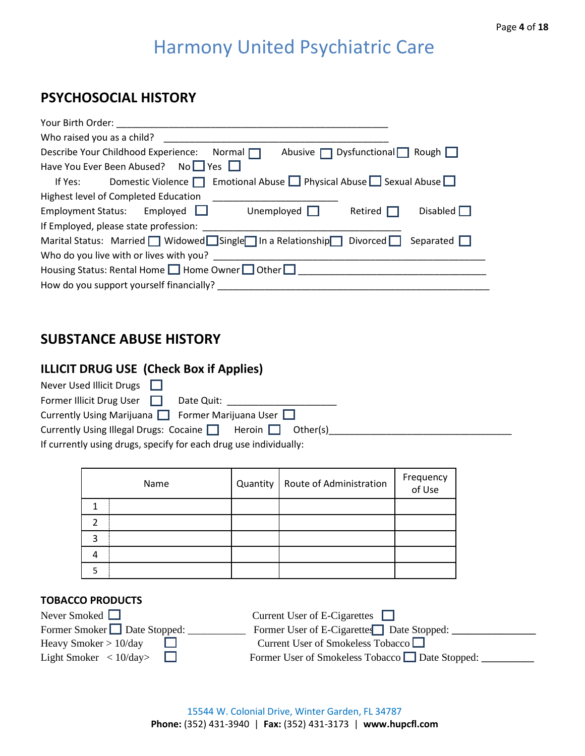# Harmony United Psychiatric Care

## PSYCHOSOCIAL HISTORY

Your Birth Order: ____________________________________________________

Who raised you as a child? ____________________________________________

Describe Your Childhood Experience: Normal ☐ Abusive ☐ Dysfunctional ☐ Rough ☐

Have You Ever Been Abused? No ☐ Yes ☐

If Yes: Domestic Violence ☐ Emotional Abuse ☐ Physical Abuse ☐ Sexual Abuse ☐

Highest level of Completed Education ______________________

Employment Status: Employed ☐ Unemployed ☐ Retired ☐ Disabled ☐

If Employed, please state profession: ____________________________________

Marital Status: Married ☐ Widowed ☐ Single ☐ In a Relationship ☐ Divorced ☐ Separated ☐

Who do you live with or lives with you? ___________________________________________________

Housing Status: Rental Home ☐ Home Owner ☐ Other ☐ ____________________________________

How do you support yourself financially? _____________________________________________________

## SUBSTANCE ABUSE HISTORY

### ILLICIT DRUG USE (Check Box if Applies)

Never Used Illicit Drugs ☐

Former Illicit Drug User ☐ Date Quit: ____________________

Currently Using Marijuana ☐ Former Marijuana User ☐

Currently Using Illegal Drugs: Cocaine ☐ Heroin ☐ Other(s)__________________________________

If currently using drugs, specify for each drug use individually:

| | Name | Quantity | Route of Administration | Frequency of Use |
|---|---|---|---|---|
| 1 | | | | |
| 2 | | | | |
| 3 | | | | |
| 4 | | | | |
| 5 | | | | |

### TOBACCO PRODUCTS

Never Smoked ☐

Former Smoker ☐ Date Stopped: ___________

Heavy Smoker > 10/day ☐

Light Smoker < 10/day> ☐

Current User of E-Cigarettes ☐

Former User of E-Cigarettes ☐ Date Stopped: _______________

Current User of Smokeless Tobacco ☐

Former User of Smokeless Tobacco ☐ Date Stopped: __________

15544 W. Colonial Drive, Winter Garden, FL 34787

**Phone:** (352) 431-3940 | **Fax:** (352) 431-3173 | **www.hupcfl.com**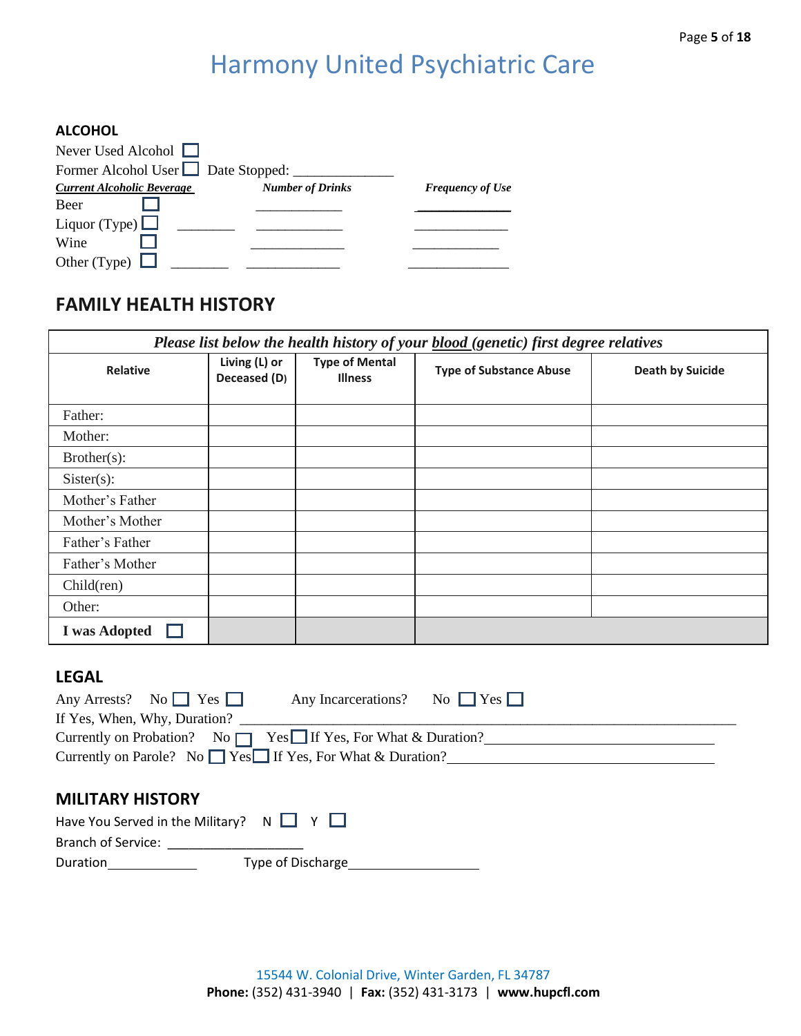# Harmony United Psychiatric Care

## ALCOHOL

Never Used Alcohol ☐

Former Alcohol User ☐ Date Stopped: ______________

| ***Current Alcoholic Beverage*** | | | ***Number of Drinks*** | ***Frequency of Use*** |
|---|---|---|---|---|
| Beer | ☐ | | ____________ | ______________ |
| Liquor (Type) | ☐ | ________ | ____________ | _____________ |
| Wine | ☐ | | _____________ | ____________ |
| Other (Type) | ☐ | ________ | _____________ | ______________ |

## FAMILY HEALTH HISTORY

| *Please list below the health history of your blood (genetic) first degree relatives* | | | | |
|---|---|---|---|---|
| **Relative** | **Living (L) or Deceased (D)** | **Type of Mental Illness** | **Type of Substance Abuse** | **Death by Suicide** |
| Father: | | | | |
| Mother: | | | | |
| Brother(s): | | | | |
| Sister(s): | | | | |
| Mother's Father | | | | |
| Mother's Mother | | | | |
| Father's Father | | | | |
| Father's Mother | | | | |
| Child(ren) | | | | |
| Other: | | | | |
| **I was Adopted** ☐ | | | | |

## LEGAL

Any Arrests? No ☐ Yes ☐ Any Incarcerations? No ☐ Yes ☐

If Yes, When, Why, Duration? ___________________________________________________________________________

Currently on Probation? No ☐ Yes ☐ If Yes, For What & Duration? ________________________________

Currently on Parole? No ☐ Yes ☐ If Yes, For What & Duration? ____________________________________

## MILITARY HISTORY

Have You Served in the Military? N ☐ Y ☐

Branch of Service: ___________________

Duration_____________ Type of Discharge___________________

15544 W. Colonial Drive, Winter Garden, FL 34787

**Phone:** (352) 431-3940 | **Fax:** (352) 431-3173 | **www.hupcfl.com**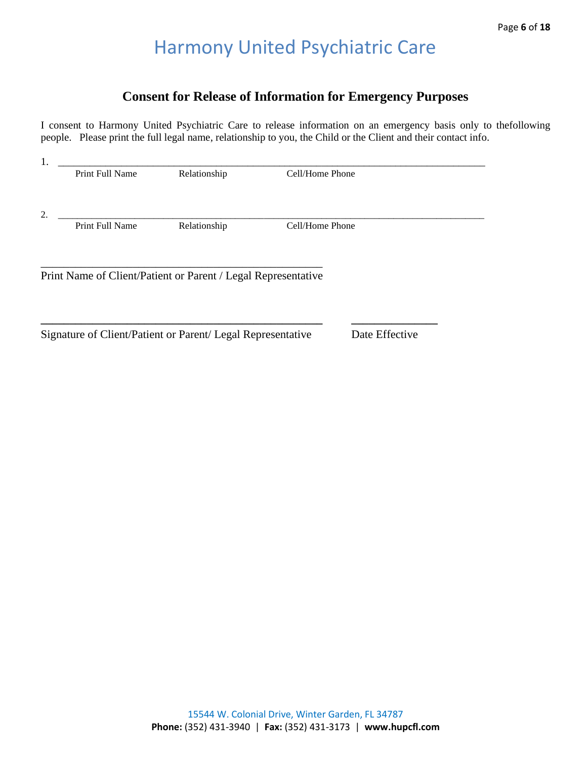# Harmony United Psychiatric Care

## Consent for Release of Information for Emergency Purposes

I consent to Harmony United Psychiatric Care to release information on an emergency basis only to thefollowing people. Please print the full legal name, relationship to you, the Child or the Client and their contact info.

1. ___________________________________________________________________________________

   Print Full Name          Relationship          Cell/Home Phone

2. ___________________________________________________________________________________

   Print Full Name          Relationship          Cell/Home Phone

_______________________________________________

Print Name of Client/Patient or Parent / Legal Representative

_______________________________________________          ______________

Signature of Client/Patient or Parent/ Legal Representative          Date Effective

15544 W. Colonial Drive, Winter Garden, FL 34787

**Phone:** (352) 431-3940 | **Fax:** (352) 431-3173 | **www.hupcfl.com**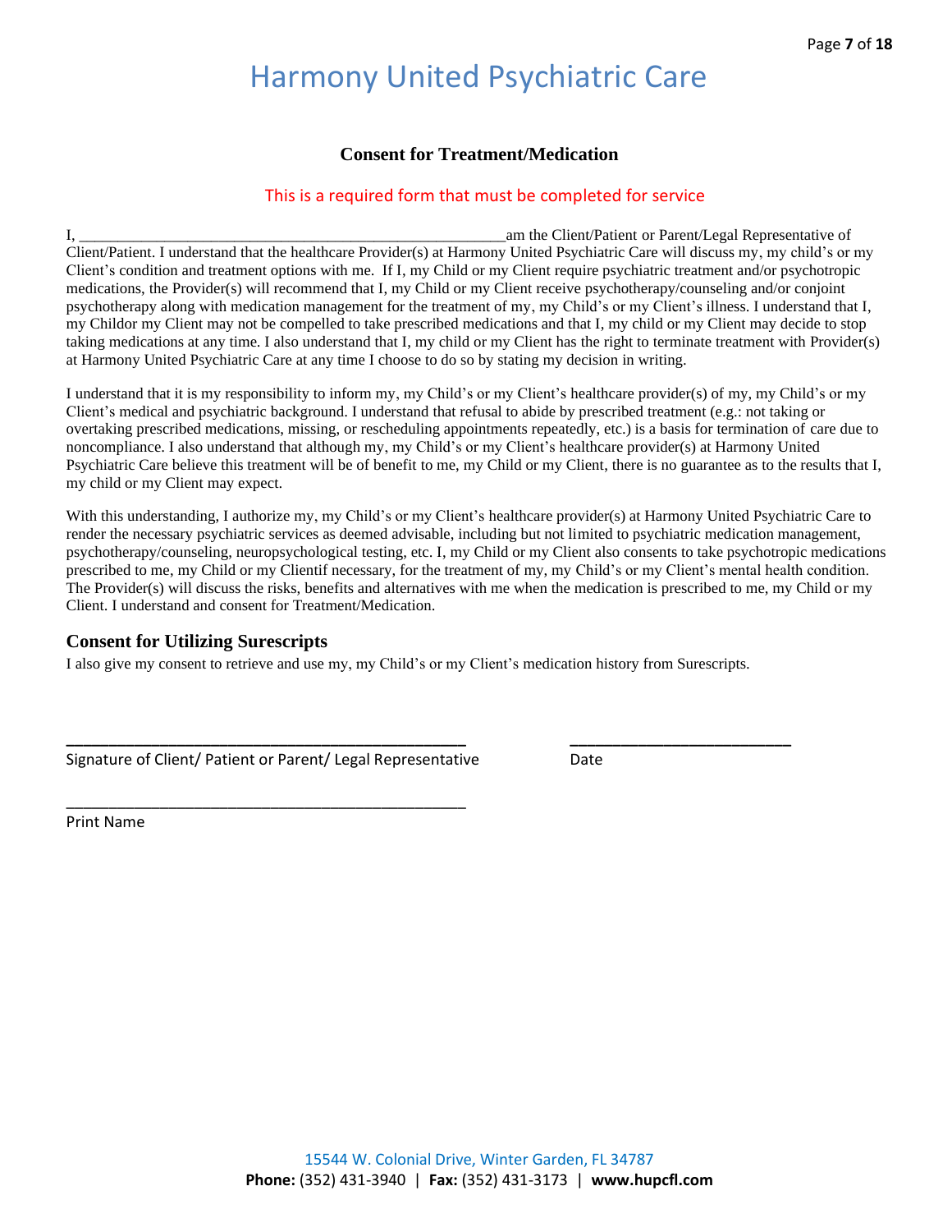# Harmony United Psychiatric Care

## Consent for Treatment/Medication

This is a required form that must be completed for service

I, _______________________________________________________am the Client/Patient or Parent/Legal Representative of Client/Patient. I understand that the healthcare Provider(s) at Harmony United Psychiatric Care will discuss my, my child's or my Client's condition and treatment options with me. If I, my Child or my Client require psychiatric treatment and/or psychotropic medications, the Provider(s) will recommend that I, my Child or my Client receive psychotherapy/counseling and/or conjoint psychotherapy along with medication management for the treatment of my, my Child's or my Client's illness. I understand that I, my Childor my Client may not be compelled to take prescribed medications and that I, my child or my Client may decide to stop taking medications at any time. I also understand that I, my child or my Client has the right to terminate treatment with Provider(s) at Harmony United Psychiatric Care at any time I choose to do so by stating my decision in writing.

I understand that it is my responsibility to inform my, my Child's or my Client's healthcare provider(s) of my, my Child's or my Client's medical and psychiatric background. I understand that refusal to abide by prescribed treatment (e.g.: not taking or overtaking prescribed medications, missing, or rescheduling appointments repeatedly, etc.) is a basis for termination of care due to noncompliance. I also understand that although my, my Child's or my Client's healthcare provider(s) at Harmony United Psychiatric Care believe this treatment will be of benefit to me, my Child or my Client, there is no guarantee as to the results that I, my child or my Client may expect.

With this understanding, I authorize my, my Child's or my Client's healthcare provider(s) at Harmony United Psychiatric Care to render the necessary psychiatric services as deemed advisable, including but not limited to psychiatric medication management, psychotherapy/counseling, neuropsychological testing, etc. I, my Child or my Client also consents to take psychotropic medications prescribed to me, my Child or my Clientif necessary, for the treatment of my, my Child's or my Client's mental health condition. The Provider(s) will discuss the risks, benefits and alternatives with me when the medication is prescribed to me, my Child or my Client. I understand and consent for Treatment/Medication.

### Consent for Utilizing Surescripts

I also give my consent to retrieve and use my, my Child's or my Client's medication history from Surescripts.

_______________________________________________ &nbsp;&nbsp;&nbsp;&nbsp; __________________________

Signature of Client/ Patient or Parent/ Legal Representative &nbsp;&nbsp;&nbsp;&nbsp; Date

_______________________________________________

Print Name

15544 W. Colonial Drive, Winter Garden, FL 34787
**Phone:** (352) 431-3940 | **Fax:** (352) 431-3173 | **www.hupcfl.com**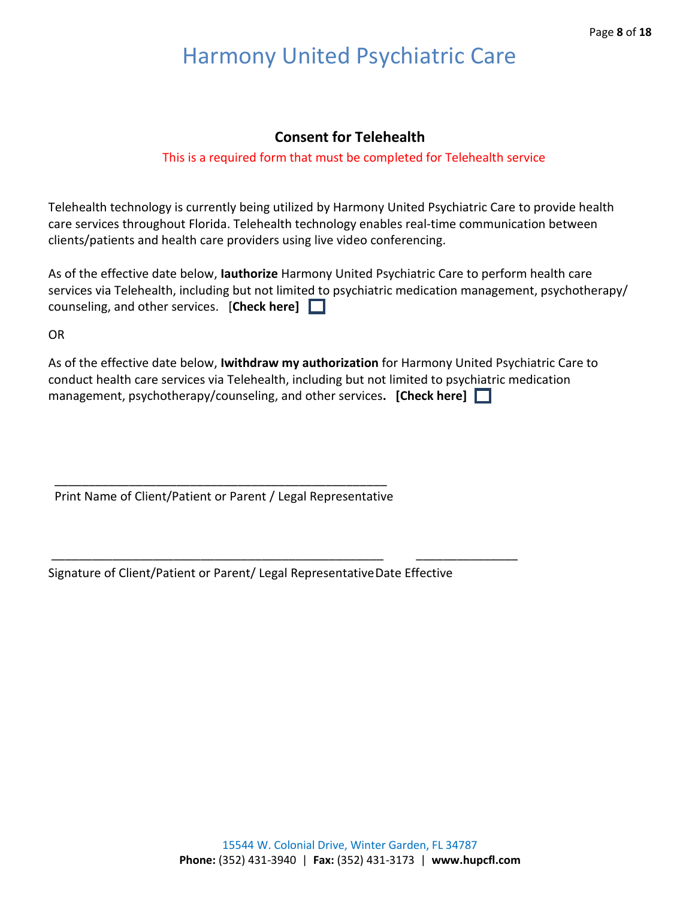# Harmony United Psychiatric Care

## Consent for Telehealth

This is a required form that must be completed for Telehealth service

Telehealth technology is currently being utilized by Harmony United Psychiatric Care to provide health care services throughout Florida. Telehealth technology enables real-time communication between clients/patients and health care providers using live video conferencing.

As of the effective date below, **Iauthorize** Harmony United Psychiatric Care to perform health care services via Telehealth, including but not limited to psychiatric medication management, psychotherapy/ counseling, and other services. [**Check here]** ☐

OR

As of the effective date below, **Iwithdraw my authorization** for Harmony United Psychiatric Care to conduct health care services via Telehealth, including but not limited to psychiatric medication management, psychotherapy/counseling, and other services**. [Check here]** ☐

\_\_\_\_\_\_\_\_\_\_\_\_\_\_\_\_\_\_\_\_\_\_\_\_\_\_\_\_\_\_\_\_\_\_\_\_\_\_\_\_\_\_\_\_\_\_\_\_
Print Name of Client/Patient or Parent / Legal Representative

\_\_\_\_\_\_\_\_\_\_\_\_\_\_\_\_\_\_\_\_\_\_\_\_\_\_\_\_\_\_\_\_\_\_\_\_\_\_\_\_\_\_\_\_\_\_\_\_ \_\_\_\_\_\_\_\_\_\_\_\_\_\_\_
Signature of Client/Patient or Parent/ Legal Representative Date Effective

15544 W. Colonial Drive, Winter Garden, FL 34787
**Phone:** (352) 431-3940 | **Fax:** (352) 431-3173 | **www.hupcfl.com**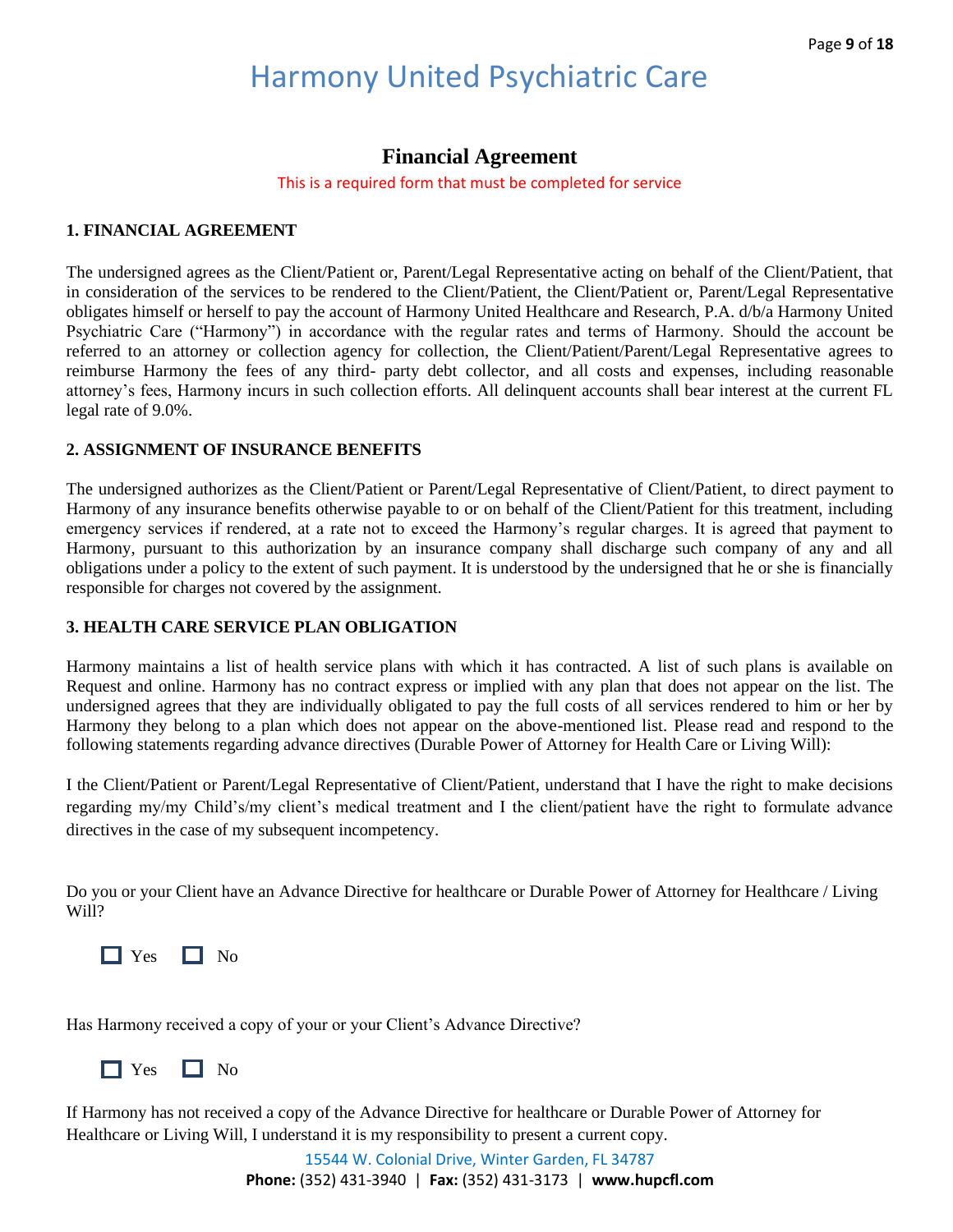# Harmony United Psychiatric Care

## Financial Agreement

This is a required form that must be completed for service

**1. FINANCIAL AGREEMENT**

The undersigned agrees as the Client/Patient or, Parent/Legal Representative acting on behalf of the Client/Patient, that in consideration of the services to be rendered to the Client/Patient, the Client/Patient or, Parent/Legal Representative obligates himself or herself to pay the account of Harmony United Healthcare and Research, P.A. d/b/a Harmony United Psychiatric Care ("Harmony") in accordance with the regular rates and terms of Harmony. Should the account be referred to an attorney or collection agency for collection, the Client/Patient/Parent/Legal Representative agrees to reimburse Harmony the fees of any third- party debt collector, and all costs and expenses, including reasonable attorney's fees, Harmony incurs in such collection efforts. All delinquent accounts shall bear interest at the current FL legal rate of 9.0%.

**2. ASSIGNMENT OF INSURANCE BENEFITS**

The undersigned authorizes as the Client/Patient or Parent/Legal Representative of Client/Patient, to direct payment to Harmony of any insurance benefits otherwise payable to or on behalf of the Client/Patient for this treatment, including emergency services if rendered, at a rate not to exceed the Harmony's regular charges. It is agreed that payment to Harmony, pursuant to this authorization by an insurance company shall discharge such company of any and all obligations under a policy to the extent of such payment. It is understood by the undersigned that he or she is financially responsible for charges not covered by the assignment.

**3. HEALTH CARE SERVICE PLAN OBLIGATION**

Harmony maintains a list of health service plans with which it has contracted. A list of such plans is available on Request and online. Harmony has no contract express or implied with any plan that does not appear on the list. The undersigned agrees that they are individually obligated to pay the full costs of all services rendered to him or her by Harmony they belong to a plan which does not appear on the above-mentioned list. Please read and respond to the following statements regarding advance directives (Durable Power of Attorney for Health Care or Living Will):

I the Client/Patient or Parent/Legal Representative of Client/Patient, understand that I have the right to make decisions regarding my/my Child's/my client's medical treatment and I the client/patient have the right to formulate advance directives in the case of my subsequent incompetency.

Do you or your Client have an Advance Directive for healthcare or Durable Power of Attorney for Healthcare / Living Will?

☐ Yes ☐ No

Has Harmony received a copy of your or your Client's Advance Directive?

☐ Yes ☐ No

If Harmony has not received a copy of the Advance Directive for healthcare or Durable Power of Attorney for Healthcare or Living Will, I understand it is my responsibility to present a current copy.

15544 W. Colonial Drive, Winter Garden, FL 34787
**Phone:** (352) 431-3940 | **Fax:** (352) 431-3173 | **www.hupcfl.com**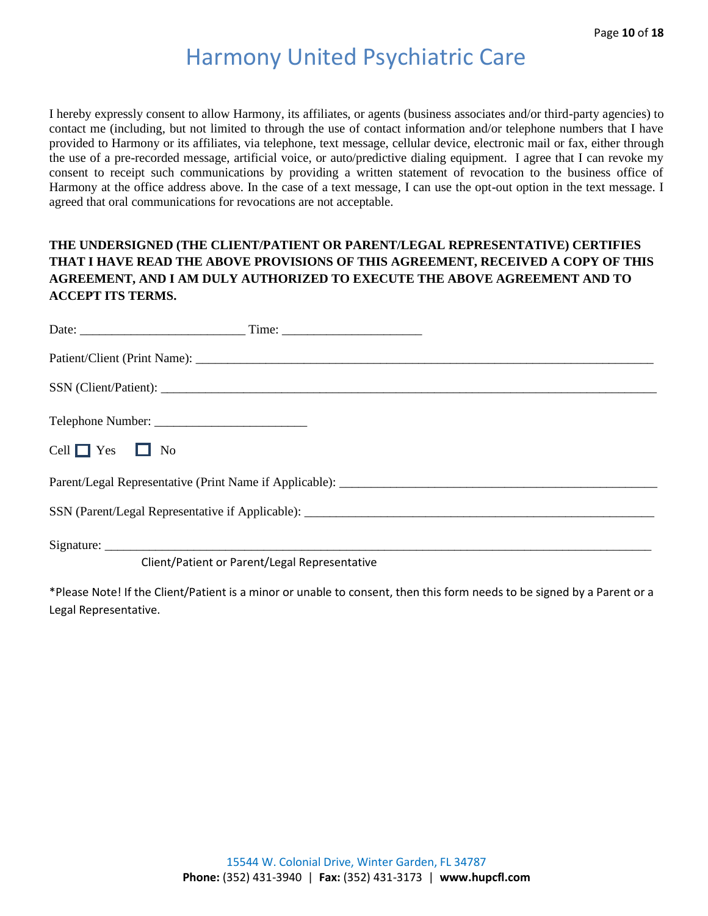I hereby expressly consent to allow Harmony, its affiliates, or agents (business associates and/or third-party agencies) to contact me (including, but not limited to through the use of contact information and/or telephone numbers that I have provided to Harmony or its affiliates, via telephone, text message, cellular device, electronic mail or fax, either through the use of a pre-recorded message, artificial voice, or auto/predictive dialing equipment. I agree that I can revoke my consent to receipt such communications by providing a written statement of revocation to the business office of Harmony at the office address above. In the case of a text message, I can use the opt-out option in the text message. I agreed that oral communications for revocations are not acceptable.

**THE UNDERSIGNED (THE CLIENT/PATIENT OR PARENT/LEGAL REPRESENTATIVE) CERTIFIES THAT I HAVE READ THE ABOVE PROVISIONS OF THIS AGREEMENT, RECEIVED A COPY OF THIS AGREEMENT, AND I AM DULY AUTHORIZED TO EXECUTE THE ABOVE AGREEMENT AND TO ACCEPT ITS TERMS.**

Date: _________________________ Time: _____________________

Patient/Client (Print Name): ______________________________________________________________________

SSN (Client/Patient): ___________________________________________________________________________

Telephone Number: _______________________

Cell ☐ Yes ☐ No

Parent/Legal Representative (Print Name if Applicable): __________________________________________________

SSN (Parent/Legal Representative if Applicable): ______________________________________________________

Signature: _____________________________________________________________________________________
Client/Patient or Parent/Legal Representative

*Please Note! If the Client/Patient is a minor or unable to consent, then this form needs to be signed by a Parent or a Legal Representative.

15544 W. Colonial Drive, Winter Garden, FL 34787
**Phone:** (352) 431-3940 | **Fax:** (352) 431-3173 | **www.hupcfl.com**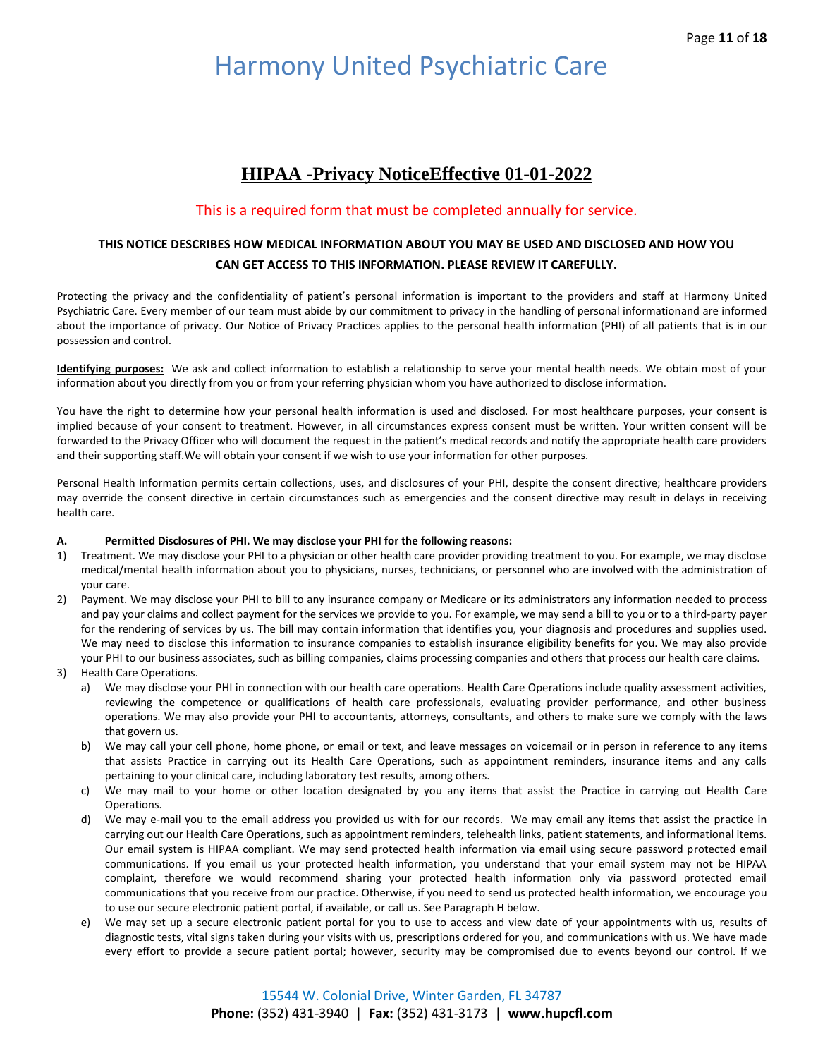# Harmony United Psychiatric Care

## HIPAA -Privacy NoticeEffective 01-01-2022

This is a required form that must be completed annually for service.

**THIS NOTICE DESCRIBES HOW MEDICAL INFORMATION ABOUT YOU MAY BE USED AND DISCLOSED AND HOW YOU CAN GET ACCESS TO THIS INFORMATION. PLEASE REVIEW IT CAREFULLY.**

Protecting the privacy and the confidentiality of patient's personal information is important to the providers and staff at Harmony United Psychiatric Care. Every member of our team must abide by our commitment to privacy in the handling of personal informationand are informed about the importance of privacy. Our Notice of Privacy Practices applies to the personal health information (PHI) of all patients that is in our possession and control.

**Identifying purposes:** We ask and collect information to establish a relationship to serve your mental health needs. We obtain most of your information about you directly from you or from your referring physician whom you have authorized to disclose information.

You have the right to determine how your personal health information is used and disclosed. For most healthcare purposes, your consent is implied because of your consent to treatment. However, in all circumstances express consent must be written. Your written consent will be forwarded to the Privacy Officer who will document the request in the patient's medical records and notify the appropriate health care providers and their supporting staff.We will obtain your consent if we wish to use your information for other purposes.

Personal Health Information permits certain collections, uses, and disclosures of your PHI, despite the consent directive; healthcare providers may override the consent directive in certain circumstances such as emergencies and the consent directive may result in delays in receiving health care.

**A. Permitted Disclosures of PHI. We may disclose your PHI for the following reasons:**

1) Treatment. We may disclose your PHI to a physician or other health care provider providing treatment to you. For example, we may disclose medical/mental health information about you to physicians, nurses, technicians, or personnel who are involved with the administration of your care.
2) Payment. We may disclose your PHI to bill to any insurance company or Medicare or its administrators any information needed to process and pay your claims and collect payment for the services we provide to you. For example, we may send a bill to you or to a third-party payer for the rendering of services by us. The bill may contain information that identifies you, your diagnosis and procedures and supplies used. We may need to disclose this information to insurance companies to establish insurance eligibility benefits for you. We may also provide your PHI to our business associates, such as billing companies, claims processing companies and others that process our health care claims.
3) Health Care Operations.
   a) We may disclose your PHI in connection with our health care operations. Health Care Operations include quality assessment activities, reviewing the competence or qualifications of health care professionals, evaluating provider performance, and other business operations. We may also provide your PHI to accountants, attorneys, consultants, and others to make sure we comply with the laws that govern us.
   b) We may call your cell phone, home phone, or email or text, and leave messages on voicemail or in person in reference to any items that assists Practice in carrying out its Health Care Operations, such as appointment reminders, insurance items and any calls pertaining to your clinical care, including laboratory test results, among others.
   c) We may mail to your home or other location designated by you any items that assist the Practice in carrying out Health Care Operations.
   d) We may e-mail you to the email address you provided us with for our records. We may email any items that assist the practice in carrying out our Health Care Operations, such as appointment reminders, telehealth links, patient statements, and informational items. Our email system is HIPAA compliant. We may send protected health information via email using secure password protected email communications. If you email us your protected health information, you understand that your email system may not be HIPAA complaint, therefore we would recommend sharing your protected health information only via password protected email communications that you receive from our practice. Otherwise, if you need to send us protected health information, we encourage you to use our secure electronic patient portal, if available, or call us. See Paragraph H below.
   e) We may set up a secure electronic patient portal for you to use to access and view date of your appointments with us, results of diagnostic tests, vital signs taken during your visits with us, prescriptions ordered for you, and communications with us. We have made every effort to provide a secure patient portal; however, security may be compromised due to events beyond our control. If we

15544 W. Colonial Drive, Winter Garden, FL 34787
**Phone:** (352) 431-3940 | **Fax:** (352) 431-3173 | **www.hupcfl.com**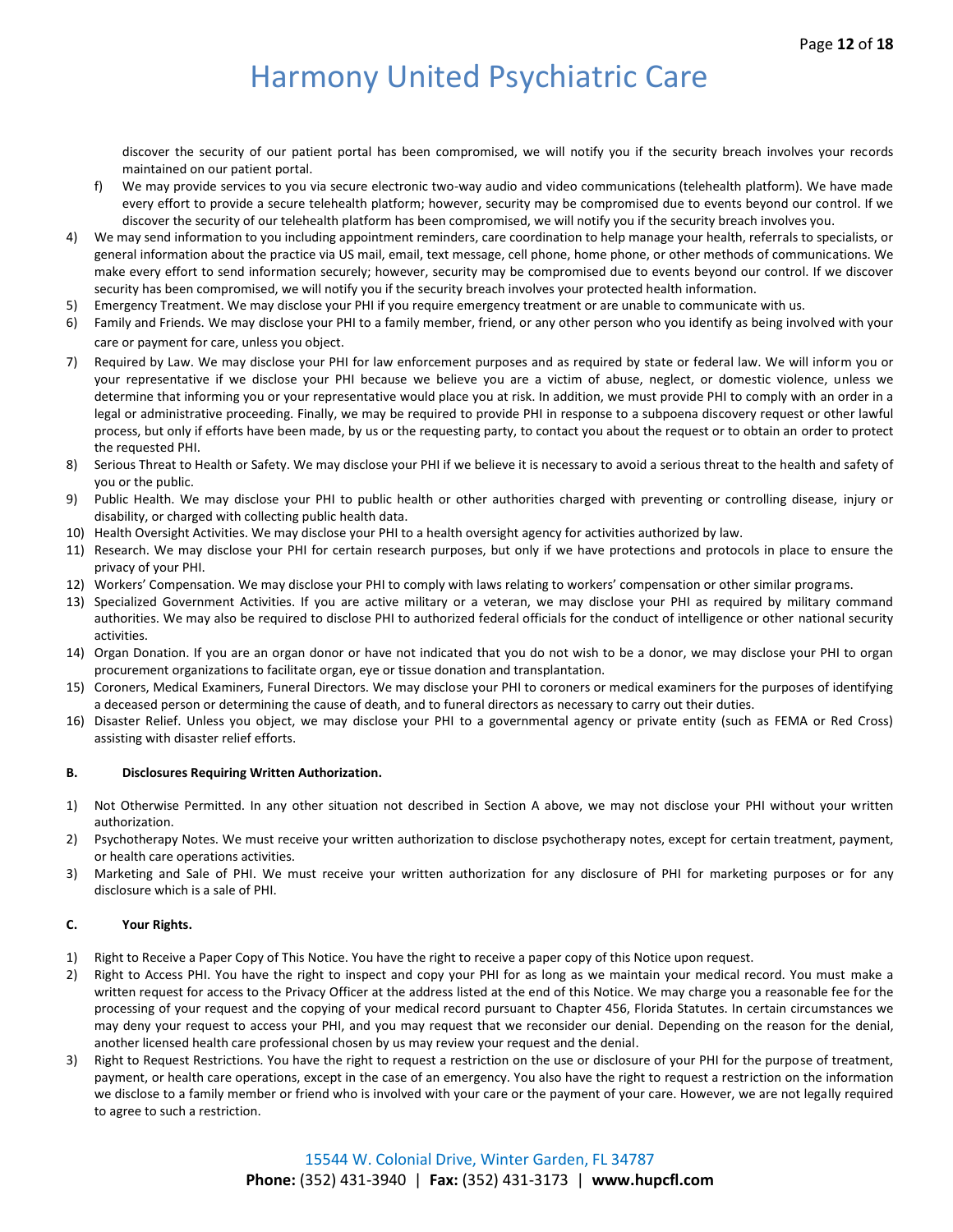discover the security of our patient portal has been compromised, we will notify you if the security breach involves your records maintained on our patient portal.

f) We may provide services to you via secure electronic two-way audio and video communications (telehealth platform). We have made every effort to provide a secure telehealth platform; however, security may be compromised due to events beyond our control. If we discover the security of our telehealth platform has been compromised, we will notify you if the security breach involves you.

4) We may send information to you including appointment reminders, care coordination to help manage your health, referrals to specialists, or general information about the practice via US mail, email, text message, cell phone, home phone, or other methods of communications. We make every effort to send information securely; however, security may be compromised due to events beyond our control. If we discover security has been compromised, we will notify you if the security breach involves your protected health information.
5) Emergency Treatment. We may disclose your PHI if you require emergency treatment or are unable to communicate with us.
6) Family and Friends. We may disclose your PHI to a family member, friend, or any other person who you identify as being involved with your care or payment for care, unless you object.
7) Required by Law. We may disclose your PHI for law enforcement purposes and as required by state or federal law. We will inform you or your representative if we disclose your PHI because we believe you are a victim of abuse, neglect, or domestic violence, unless we determine that informing you or your representative would place you at risk. In addition, we must provide PHI to comply with an order in a legal or administrative proceeding. Finally, we may be required to provide PHI in response to a subpoena discovery request or other lawful process, but only if efforts have been made, by us or the requesting party, to contact you about the request or to obtain an order to protect the requested PHI.
8) Serious Threat to Health or Safety. We may disclose your PHI if we believe it is necessary to avoid a serious threat to the health and safety of you or the public.
9) Public Health. We may disclose your PHI to public health or other authorities charged with preventing or controlling disease, injury or disability, or charged with collecting public health data.
10) Health Oversight Activities. We may disclose your PHI to a health oversight agency for activities authorized by law.
11) Research. We may disclose your PHI for certain research purposes, but only if we have protections and protocols in place to ensure the privacy of your PHI.
12) Workers' Compensation. We may disclose your PHI to comply with laws relating to workers' compensation or other similar programs.
13) Specialized Government Activities. If you are active military or a veteran, we may disclose your PHI as required by military command authorities. We may also be required to disclose PHI to authorized federal officials for the conduct of intelligence or other national security activities.
14) Organ Donation. If you are an organ donor or have not indicated that you do not wish to be a donor, we may disclose your PHI to organ procurement organizations to facilitate organ, eye or tissue donation and transplantation.
15) Coroners, Medical Examiners, Funeral Directors. We may disclose your PHI to coroners or medical examiners for the purposes of identifying a deceased person or determining the cause of death, and to funeral directors as necessary to carry out their duties.
16) Disaster Relief. Unless you object, we may disclose your PHI to a governmental agency or private entity (such as FEMA or Red Cross) assisting with disaster relief efforts.

**B. Disclosures Requiring Written Authorization.**

1) Not Otherwise Permitted. In any other situation not described in Section A above, we may not disclose your PHI without your written authorization.
2) Psychotherapy Notes. We must receive your written authorization to disclose psychotherapy notes, except for certain treatment, payment, or health care operations activities.
3) Marketing and Sale of PHI. We must receive your written authorization for any disclosure of PHI for marketing purposes or for any disclosure which is a sale of PHI.

**C. Your Rights.**

1) Right to Receive a Paper Copy of This Notice. You have the right to receive a paper copy of this Notice upon request.
2) Right to Access PHI. You have the right to inspect and copy your PHI for as long as we maintain your medical record. You must make a written request for access to the Privacy Officer at the address listed at the end of this Notice. We may charge you a reasonable fee for the processing of your request and the copying of your medical record pursuant to Chapter 456, Florida Statutes. In certain circumstances we may deny your request to access your PHI, and you may request that we reconsider our denial. Depending on the reason for the denial, another licensed health care professional chosen by us may review your request and the denial.
3) Right to Request Restrictions. You have the right to request a restriction on the use or disclosure of your PHI for the purpose of treatment, payment, or health care operations, except in the case of an emergency. You also have the right to request a restriction on the information we disclose to a family member or friend who is involved with your care or the payment of your care. However, we are not legally required to agree to such a restriction.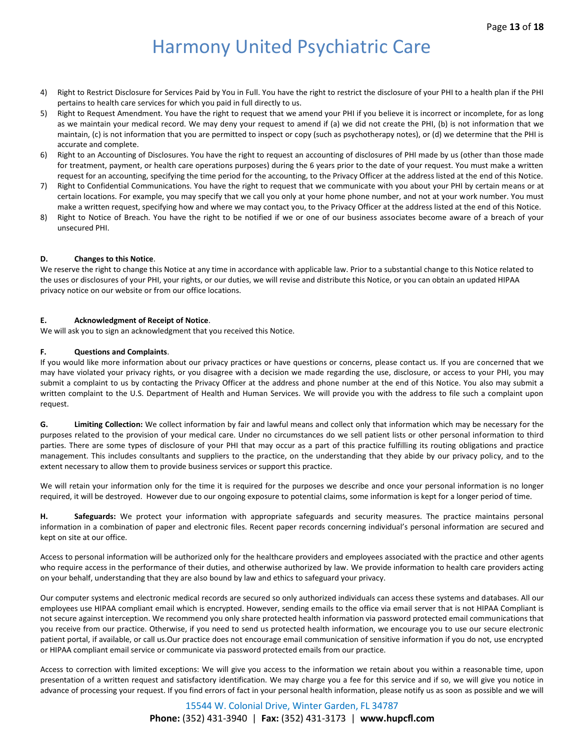4) Right to Restrict Disclosure for Services Paid by You in Full. You have the right to restrict the disclosure of your PHI to a health plan if the PHI pertains to health care services for which you paid in full directly to us.
5) Right to Request Amendment. You have the right to request that we amend your PHI if you believe it is incorrect or incomplete, for as long as we maintain your medical record. We may deny your request to amend if (a) we did not create the PHI, (b) is not information that we maintain, (c) is not information that you are permitted to inspect or copy (such as psychotherapy notes), or (d) we determine that the PHI is accurate and complete.
6) Right to an Accounting of Disclosures. You have the right to request an accounting of disclosures of PHI made by us (other than those made for treatment, payment, or health care operations purposes) during the 6 years prior to the date of your request. You must make a written request for an accounting, specifying the time period for the accounting, to the Privacy Officer at the address listed at the end of this Notice.
7) Right to Confidential Communications. You have the right to request that we communicate with you about your PHI by certain means or at certain locations. For example, you may specify that we call you only at your home phone number, and not at your work number. You must make a written request, specifying how and where we may contact you, to the Privacy Officer at the address listed at the end of this Notice.
8) Right to Notice of Breach. You have the right to be notified if we or one of our business associates become aware of a breach of your unsecured PHI.

**D. Changes to this Notice**.

We reserve the right to change this Notice at any time in accordance with applicable law. Prior to a substantial change to this Notice related to the uses or disclosures of your PHI, your rights, or our duties, we will revise and distribute this Notice, or you can obtain an updated HIPAA privacy notice on our website or from our office locations.

**E. Acknowledgment of Receipt of Notice**.

We will ask you to sign an acknowledgment that you received this Notice.

**F. Questions and Complaints**.

If you would like more information about our privacy practices or have questions or concerns, please contact us. If you are concerned that we may have violated your privacy rights, or you disagree with a decision we made regarding the use, disclosure, or access to your PHI, you may submit a complaint to us by contacting the Privacy Officer at the address and phone number at the end of this Notice. You also may submit a written complaint to the U.S. Department of Health and Human Services. We will provide you with the address to file such a complaint upon request.

**G. Limiting Collection:** We collect information by fair and lawful means and collect only that information which may be necessary for the purposes related to the provision of your medical care. Under no circumstances do we sell patient lists or other personal information to third parties. There are some types of disclosure of your PHI that may occur as a part of this practice fulfilling its routing obligations and practice management. This includes consultants and suppliers to the practice, on the understanding that they abide by our privacy policy, and to the extent necessary to allow them to provide business services or support this practice.

We will retain your information only for the time it is required for the purposes we describe and once your personal information is no longer required, it will be destroyed. However due to our ongoing exposure to potential claims, some information is kept for a longer period of time.

**H. Safeguards:** We protect your information with appropriate safeguards and security measures. The practice maintains personal information in a combination of paper and electronic files. Recent paper records concerning individual's personal information are secured and kept on site at our office.

Access to personal information will be authorized only for the healthcare providers and employees associated with the practice and other agents who require access in the performance of their duties, and otherwise authorized by law. We provide information to health care providers acting on your behalf, understanding that they are also bound by law and ethics to safeguard your privacy.

Our computer systems and electronic medical records are secured so only authorized individuals can access these systems and databases. All our employees use HIPAA compliant email which is encrypted. However, sending emails to the office via email server that is not HIPAA Compliant is not secure against interception. We recommend you only share protected health information via password protected email communications that you receive from our practice. Otherwise, if you need to send us protected health information, we encourage you to use our secure electronic patient portal, if available, or call us.Our practice does not encourage email communication of sensitive information if you do not, use encrypted or HIPAA compliant email service or communicate via password protected emails from our practice.

Access to correction with limited exceptions: We will give you access to the information we retain about you within a reasonable time, upon presentation of a written request and satisfactory identification. We may charge you a fee for this service and if so, we will give you notice in advance of processing your request. If you find errors of fact in your personal health information, please notify us as soon as possible and we will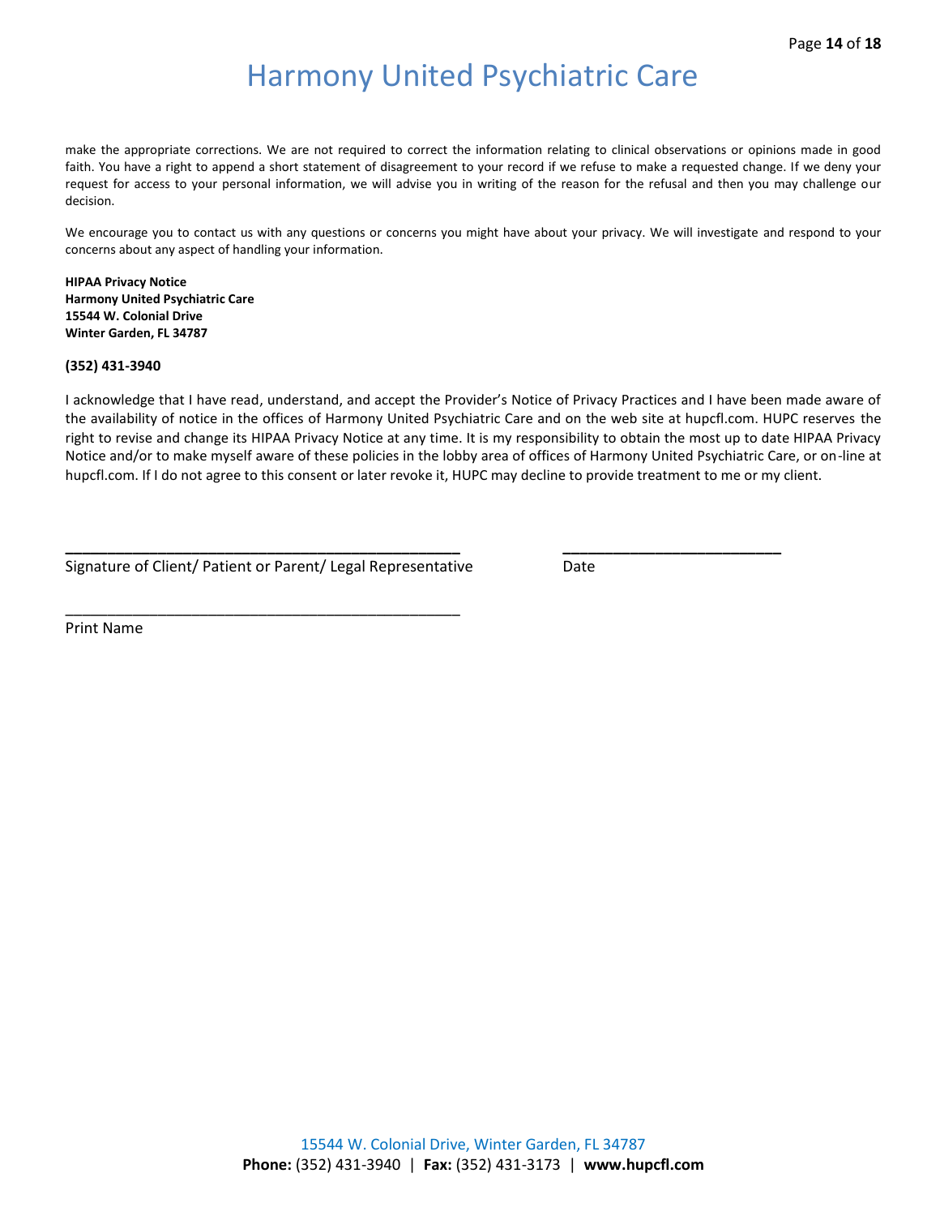make the appropriate corrections. We are not required to correct the information relating to clinical observations or opinions made in good faith. You have a right to append a short statement of disagreement to your record if we refuse to make a requested change. If we deny your request for access to your personal information, we will advise you in writing of the reason for the refusal and then you may challenge our decision.

We encourage you to contact us with any questions or concerns you might have about your privacy. We will investigate and respond to your concerns about any aspect of handling your information.

**HIPAA Privacy Notice**
**Harmony United Psychiatric Care**
**15544 W. Colonial Drive**
**Winter Garden, FL 34787**

**(352) 431-3940**

I acknowledge that I have read, understand, and accept the Provider's Notice of Privacy Practices and I have been made aware of the availability of notice in the offices of Harmony United Psychiatric Care and on the web site at hupcfl.com. HUPC reserves the right to revise and change its HIPAA Privacy Notice at any time. It is my responsibility to obtain the most up to date HIPAA Privacy Notice and/or to make myself aware of these policies in the lobby area of offices of Harmony United Psychiatric Care, or on-line at hupcfl.com. If I do not agree to this consent or later revoke it, HUPC may decline to provide treatment to me or my client.

_______________________________________________ _________________________
Signature of Client/ Patient or Parent/ Legal Representative Date

_______________________________________________
Print Name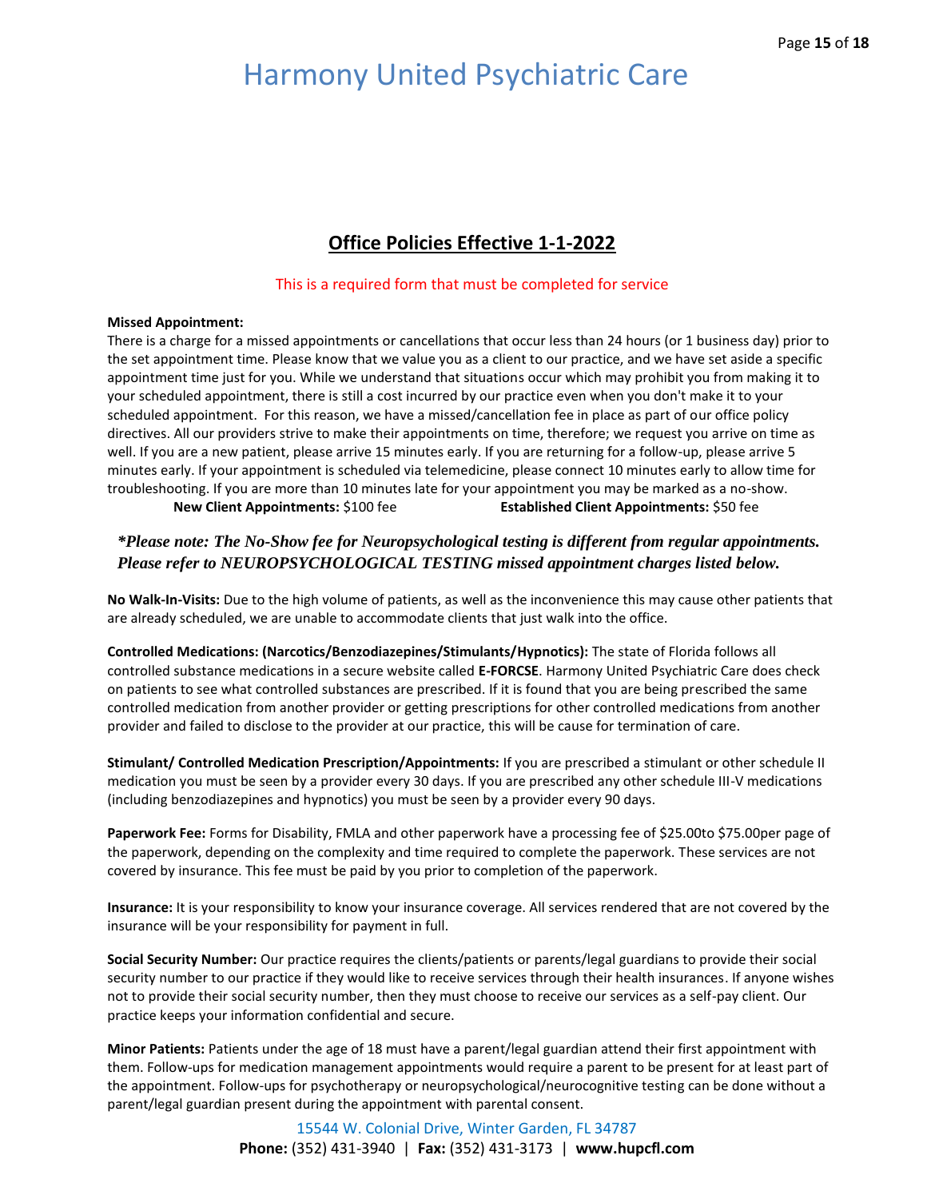# Harmony United Psychiatric Care

## Office Policies Effective 1-1-2022

This is a required form that must be completed for service

**Missed Appointment:**
There is a charge for a missed appointments or cancellations that occur less than 24 hours (or 1 business day) prior to the set appointment time. Please know that we value you as a client to our practice, and we have set aside a specific appointment time just for you. While we understand that situations occur which may prohibit you from making it to your scheduled appointment, there is still a cost incurred by our practice even when you don't make it to your scheduled appointment. For this reason, we have a missed/cancellation fee in place as part of our office policy directives. All our providers strive to make their appointments on time, therefore; we request you arrive on time as well. If you are a new patient, please arrive 15 minutes early. If you are returning for a follow-up, please arrive 5 minutes early. If your appointment is scheduled via telemedicine, please connect 10 minutes early to allow time for troubleshooting. If you are more than 10 minutes late for your appointment you may be marked as a no-show.

**New Client Appointments:** $100 fee **Established Client Appointments:** $50 fee

***\*Please note: The No-Show fee for Neuropsychological testing is different from regular appointments. Please refer to NEUROPSYCHOLOGICAL TESTING missed appointment charges listed below.***

**No Walk-In-Visits:** Due to the high volume of patients, as well as the inconvenience this may cause other patients that are already scheduled, we are unable to accommodate clients that just walk into the office.

**Controlled Medications: (Narcotics/Benzodiazepines/Stimulants/Hypnotics):** The state of Florida follows all controlled substance medications in a secure website called **E-FORCSE**. Harmony United Psychiatric Care does check on patients to see what controlled substances are prescribed. If it is found that you are being prescribed the same controlled medication from another provider or getting prescriptions for other controlled medications from another provider and failed to disclose to the provider at our practice, this will be cause for termination of care.

**Stimulant/ Controlled Medication Prescription/Appointments:** If you are prescribed a stimulant or other schedule II medication you must be seen by a provider every 30 days. If you are prescribed any other schedule III-V medications (including benzodiazepines and hypnotics) you must be seen by a provider every 90 days.

**Paperwork Fee:** Forms for Disability, FMLA and other paperwork have a processing fee of $25.00to $75.00per page of the paperwork, depending on the complexity and time required to complete the paperwork. These services are not covered by insurance. This fee must be paid by you prior to completion of the paperwork.

**Insurance:** It is your responsibility to know your insurance coverage. All services rendered that are not covered by the insurance will be your responsibility for payment in full.

**Social Security Number:** Our practice requires the clients/patients or parents/legal guardians to provide their social security number to our practice if they would like to receive services through their health insurances. If anyone wishes not to provide their social security number, then they must choose to receive our services as a self-pay client. Our practice keeps your information confidential and secure.

**Minor Patients:** Patients under the age of 18 must have a parent/legal guardian attend their first appointment with them. Follow-ups for medication management appointments would require a parent to be present for at least part of the appointment. Follow-ups for psychotherapy or neuropsychological/neurocognitive testing can be done without a parent/legal guardian present during the appointment with parental consent.

15544 W. Colonial Drive, Winter Garden, FL 34787
**Phone:** (352) 431-3940 | **Fax:** (352) 431-3173 | **www.hupcfl.com**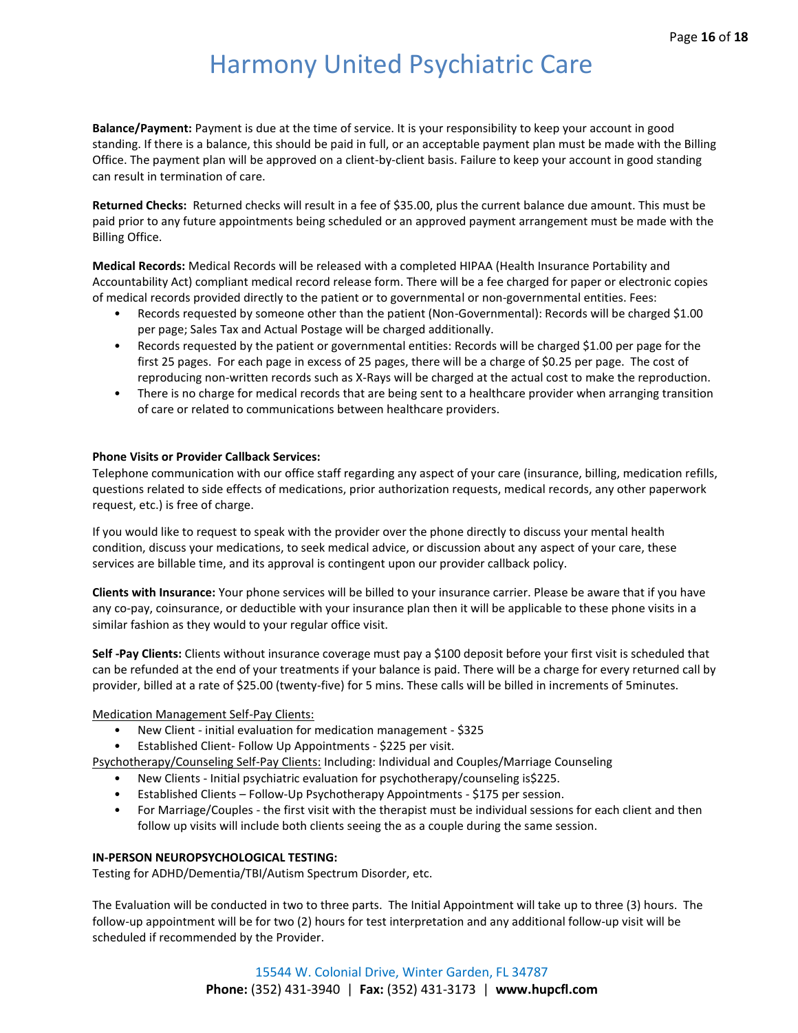**Balance/Payment:** Payment is due at the time of service. It is your responsibility to keep your account in good standing. If there is a balance, this should be paid in full, or an acceptable payment plan must be made with the Billing Office. The payment plan will be approved on a client-by-client basis. Failure to keep your account in good standing can result in termination of care.

**Returned Checks:** Returned checks will result in a fee of $35.00, plus the current balance due amount. This must be paid prior to any future appointments being scheduled or an approved payment arrangement must be made with the Billing Office.

**Medical Records:** Medical Records will be released with a completed HIPAA (Health Insurance Portability and Accountability Act) compliant medical record release form. There will be a fee charged for paper or electronic copies of medical records provided directly to the patient or to governmental or non-governmental entities. Fees:

- Records requested by someone other than the patient (Non-Governmental): Records will be charged $1.00 per page; Sales Tax and Actual Postage will be charged additionally.
- Records requested by the patient or governmental entities: Records will be charged $1.00 per page for the first 25 pages. For each page in excess of 25 pages, there will be a charge of $0.25 per page. The cost of reproducing non-written records such as X-Rays will be charged at the actual cost to make the reproduction.
- There is no charge for medical records that are being sent to a healthcare provider when arranging transition of care or related to communications between healthcare providers.

**Phone Visits or Provider Callback Services:**

Telephone communication with our office staff regarding any aspect of your care (insurance, billing, medication refills, questions related to side effects of medications, prior authorization requests, medical records, any other paperwork request, etc.) is free of charge.

If you would like to request to speak with the provider over the phone directly to discuss your mental health condition, discuss your medications, to seek medical advice, or discussion about any aspect of your care, these services are billable time, and its approval is contingent upon our provider callback policy.

**Clients with Insurance:** Your phone services will be billed to your insurance carrier. Please be aware that if you have any co-pay, coinsurance, or deductible with your insurance plan then it will be applicable to these phone visits in a similar fashion as they would to your regular office visit.

**Self -Pay Clients:** Clients without insurance coverage must pay a $100 deposit before your first visit is scheduled that can be refunded at the end of your treatments if your balance is paid. There will be a charge for every returned call by provider, billed at a rate of $25.00 (twenty-five) for 5 mins. These calls will be billed in increments of 5minutes.

<u>Medication Management Self-Pay Clients:</u>

- New Client - initial evaluation for medication management - $325
- Established Client- Follow Up Appointments - $225 per visit.

<u>Psychotherapy/Counseling Self-Pay Clients:</u> Including: Individual and Couples/Marriage Counseling

- New Clients - Initial psychiatric evaluation for psychotherapy/counseling is$225.
- Established Clients – Follow-Up Psychotherapy Appointments - $175 per session.
- For Marriage/Couples - the first visit with the therapist must be individual sessions for each client and then follow up visits will include both clients seeing the as a couple during the same session.

**IN-PERSON NEUROPSYCHOLOGICAL TESTING:**

Testing for ADHD/Dementia/TBI/Autism Spectrum Disorder, etc.

The Evaluation will be conducted in two to three parts. The Initial Appointment will take up to three (3) hours. The follow-up appointment will be for two (2) hours for test interpretation and any additional follow-up visit will be scheduled if recommended by the Provider.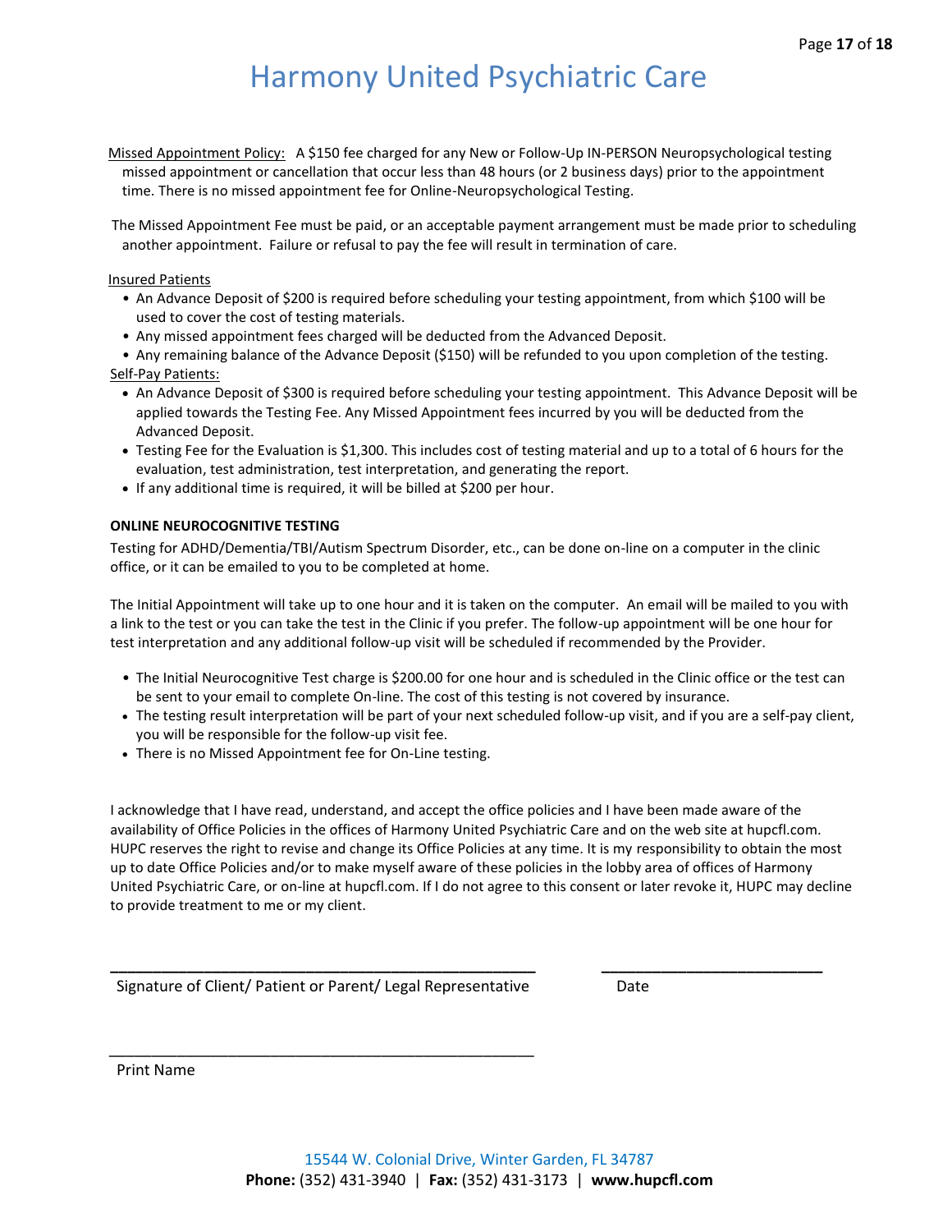# Harmony United Psychiatric Care

Missed Appointment Policy: A $150 fee charged for any New or Follow-Up IN-PERSON Neuropsychological testing missed appointment or cancellation that occur less than 48 hours (or 2 business days) prior to the appointment time. There is no missed appointment fee for Online-Neuropsychological Testing.

The Missed Appointment Fee must be paid, or an acceptable payment arrangement must be made prior to scheduling another appointment. Failure or refusal to pay the fee will result in termination of care.

Insured Patients

- An Advance Deposit of $200 is required before scheduling your testing appointment, from which $100 will be used to cover the cost of testing materials.
- Any missed appointment fees charged will be deducted from the Advanced Deposit.
- Any remaining balance of the Advance Deposit ($150) will be refunded to you upon completion of the testing.

Self-Pay Patients:

- An Advance Deposit of $300 is required before scheduling your testing appointment. This Advance Deposit will be applied towards the Testing Fee. Any Missed Appointment fees incurred by you will be deducted from the Advanced Deposit.
- Testing Fee for the Evaluation is $1,300. This includes cost of testing material and up to a total of 6 hours for the evaluation, test administration, test interpretation, and generating the report.
- If any additional time is required, it will be billed at $200 per hour.

**ONLINE NEUROCOGNITIVE TESTING**

Testing for ADHD/Dementia/TBI/Autism Spectrum Disorder, etc., can be done on-line on a computer in the clinic office, or it can be emailed to you to be completed at home.

The Initial Appointment will take up to one hour and it is taken on the computer. An email will be mailed to you with a link to the test or you can take the test in the Clinic if you prefer. The follow-up appointment will be one hour for test interpretation and any additional follow-up visit will be scheduled if recommended by the Provider.

- The Initial Neurocognitive Test charge is $200.00 for one hour and is scheduled in the Clinic office or the test can be sent to your email to complete On-line. The cost of this testing is not covered by insurance.
- The testing result interpretation will be part of your next scheduled follow-up visit, and if you are a self-pay client, you will be responsible for the follow-up visit fee.
- There is no Missed Appointment fee for On-Line testing.

I acknowledge that I have read, understand, and accept the office policies and I have been made aware of the availability of Office Policies in the offices of Harmony United Psychiatric Care and on the web site at hupcfl.com. HUPC reserves the right to revise and change its Office Policies at any time. It is my responsibility to obtain the most up to date Office Policies and/or to make myself aware of these policies in the lobby area of offices of Harmony United Psychiatric Care, or on-line at hupcfl.com. If I do not agree to this consent or later revoke it, HUPC may decline to provide treatment to me or my client.

_______________________________________________ ________________________

Signature of Client/ Patient or Parent/ Legal Representative Date

_______________________________________________

Print Name

15544 W. Colonial Drive, Winter Garden, FL 34787
**Phone:** (352) 431-3940 | **Fax:** (352) 431-3173 | **www.hupcfl.com**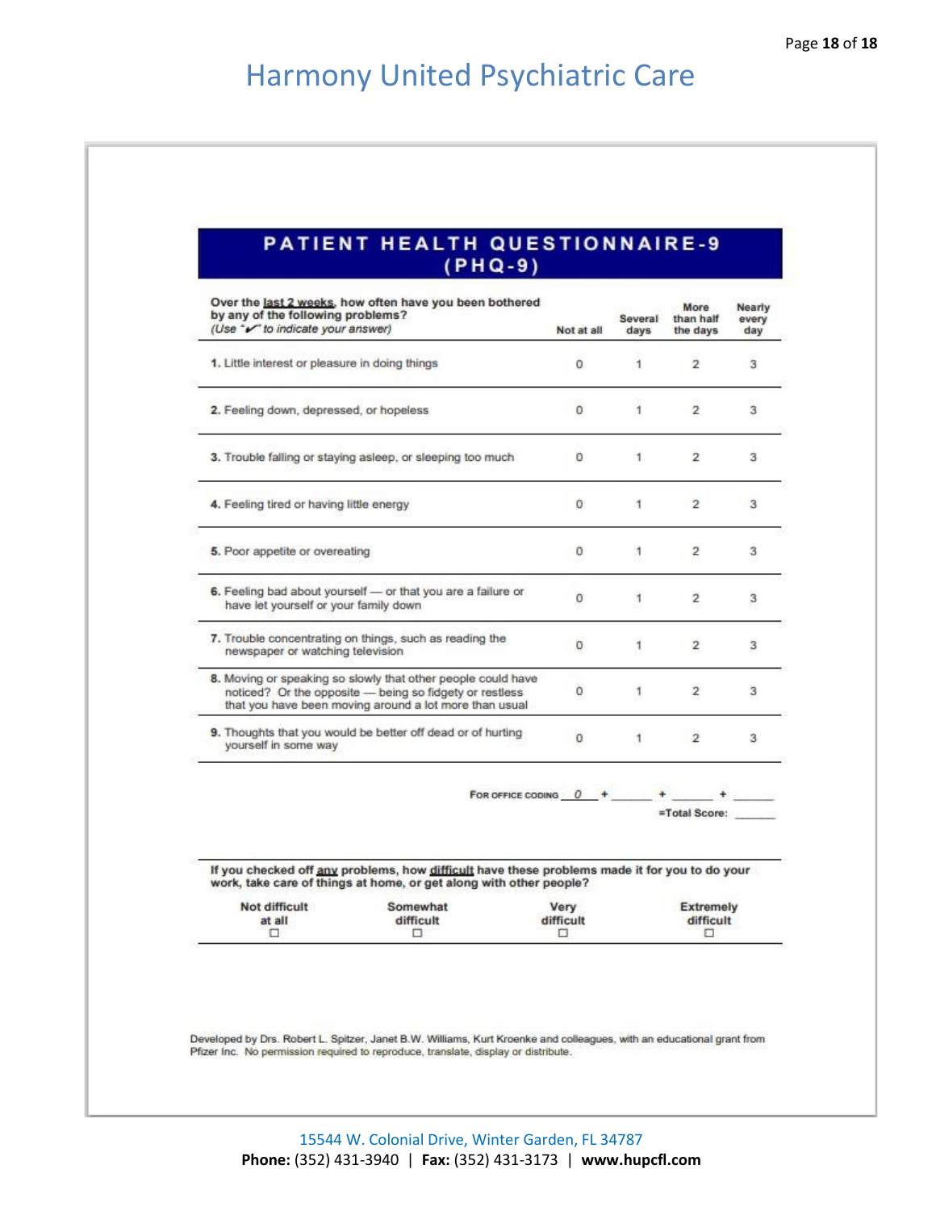# Harmony United Psychiatric Care

## PATIENT HEALTH QUESTIONNAIRE-9 (PHQ-9)

| Over the last 2 weeks, how often have you been bothered by any of the following problems? *(Use "✔" to indicate your answer)* | Not at all | Several days | More than half the days | Nearly every day |
|---|---|---|---|---|
| **1.** Little interest or pleasure in doing things | 0 | 1 | 2 | 3 |
| **2.** Feeling down, depressed, or hopeless | 0 | 1 | 2 | 3 |
| **3.** Trouble falling or staying asleep, or sleeping too much | 0 | 1 | 2 | 3 |
| **4.** Feeling tired or having little energy | 0 | 1 | 2 | 3 |
| **5.** Poor appetite or overeating | 0 | 1 | 2 | 3 |
| **6.** Feeling bad about yourself — or that you are a failure or have let yourself or your family down | 0 | 1 | 2 | 3 |
| **7.** Trouble concentrating on things, such as reading the newspaper or watching television | 0 | 1 | 2 | 3 |
| **8.** Moving or speaking so slowly that other people could have noticed? Or the opposite — being so fidgety or restless that you have been moving around a lot more than usual | 0 | 1 | 2 | 3 |
| **9.** Thoughts that you would be better off dead or of hurting yourself in some way | 0 | 1 | 2 | 3 |

FOR OFFICE CODING ___0___ + ______ + ______ + ______

=Total Score: ______

**If you checked off any problems, how difficult have these problems made it for you to do your work, take care of things at home, or get along with other people?**

| Not difficult at all | Somewhat difficult | Very difficult | Extremely difficult |
|---|---|---|---|
| ☐ | ☐ | ☐ | ☐ |

Developed by Drs. Robert L. Spitzer, Janet B.W. Williams, Kurt Kroenke and colleagues, with an educational grant from Pfizer Inc. No permission required to reproduce, translate, display or distribute.

15544 W. Colonial Drive, Winter Garden, FL 34787

**Phone:** (352) 431-3940 | **Fax:** (352) 431-3173 | **www.hupcfl.com**